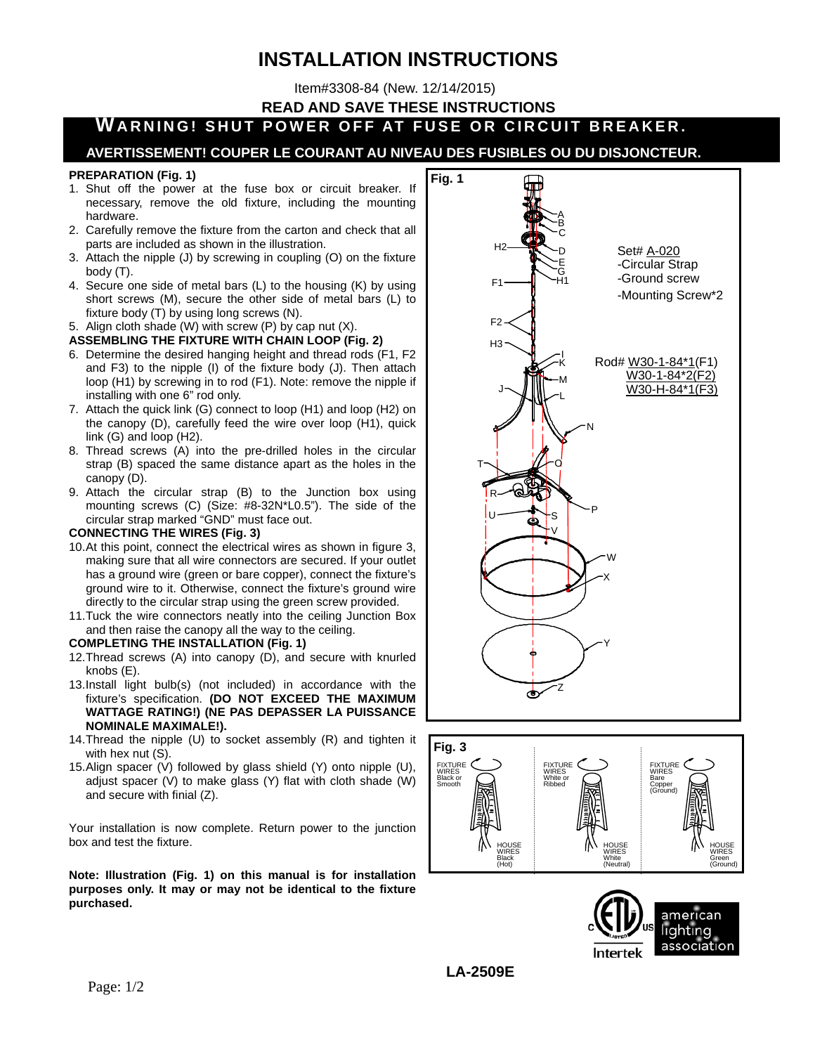# INSTALLATION INSTRUCTIONS

Item#3308-84 (New. 12/14/2015)

**READ AND SAVE THESE INSTRUCTIONS**

**WARNING! SHUT POWER OFF AT FUSE OR CIRCUIT BREAKER.**

**AVERTISSEMENT! COUPER LE COURANT AU NIVEAU DES FUSIBLES OU DU DISJONCTEUR.**

### PREPARATION (Fig. 1)

1. Shut off the power at the fuse box or circuit breaker. If necessary, remove the old fixture, including the mounting hardware.
2. Carefully remove the fixture from the carton and check that all parts are included as shown in the illustration.
3. Attach the nipple (J) by screwing in coupling (O) on the fixture body (T).
4. Secure one side of metal bars (L) to the housing (K) by using short screws (M), secure the other side of metal bars (L) to fixture body (T) by using long screws (N).
5. Align cloth shade (W) with screw (P) by cap nut (X).

### ASSEMBLING THE FIXTURE WITH CHAIN LOOP (Fig. 2)

6. Determine the desired hanging height and thread rods (F1, F2 and F3) to the nipple (I) of the fixture body (J). Then attach loop (H1) by screwing in to rod (F1). Note: remove the nipple if installing with one 6" rod only.
7. Attach the quick link (G) connect to loop (H1) and loop (H2) on the canopy (D), carefully feed the wire over loop (H1), quick link (G) and loop (H2).
8. Thread screws (A) into the pre-drilled holes in the circular strap (B) spaced the same distance apart as the holes in the canopy (D).
9. Attach the circular strap (B) to the Junction box using mounting screws (C) (Size: #8-32N*L0.5"). The side of the circular strap marked "GND" must face out.

### CONNECTING THE WIRES (Fig. 3)

10. At this point, connect the electrical wires as shown in figure 3, making sure that all wire connectors are secured. If your outlet has a ground wire (green or bare copper), connect the fixture's ground wire to it. Otherwise, connect the fixture's ground wire directly to the circular strap using the green screw provided.
11. Tuck the wire connectors neatly into the ceiling Junction Box and then raise the canopy all the way to the ceiling.

### COMPLETING THE INSTALLATION (Fig. 1)

12. Thread screws (A) into canopy (D), and secure with knurled knobs (E).
13. Install light bulb(s) (not included) in accordance with the fixture's specification. **(DO NOT EXCEED THE MAXIMUM WATTAGE RATING!) (NE PAS DEPASSER LA PUISSANCE NOMINALE MAXIMALE!).**
14. Thread the nipple (U) to socket assembly (R) and tighten it with hex nut (S).
15. Align spacer (V) followed by glass shield (Y) onto nipple (U), adjust spacer (V) to make glass (Y) flat with cloth shade (W) and secure with finial (Z).

Your installation is now complete. Return power to the junction box and test the fixture.

**Note: Illustration (Fig. 1) on this manual is for installation purposes only. It may or may not be identical to the fixture purchased.**

**Fig. 1**

Set# A-020
- Circular Strap
- Ground screw
- Mounting Screw*2

Rod# W30-1-84*1(F1)
W30-1-84*2(F2)
W30-H-84*1(F3)

**Fig. 3**

| FIXTURE WIRES | HOUSE WIRES |
|---|---|
| Black or Smooth | Black (Hot) |
| White or Ribbed | White (Neutral) |
| Bare Copper (Ground) | Green (Ground) |

**LA-2509E**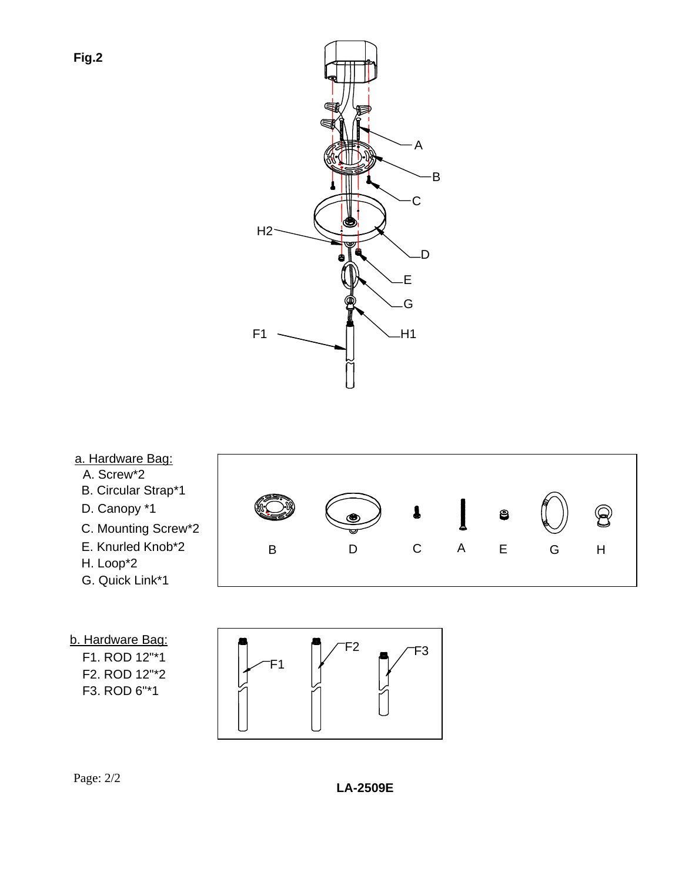**Fig.2**

A

B

C

H2

D

E

G

F1

H1

a. Hardware Bag:

- A. Screw*2
- B. Circular Strap*1
- D. Canopy *1
- C. Mounting Screw*2
- E. Knurled Knob*2
- H. Loop*2
- G. Quick Link*1

B D C A E G H

b. Hardware Bag:

- F1. ROD 12"*1
- F2. ROD 12"*2
- F3. ROD 6"*1

F1 F2 F3

LA-2509E